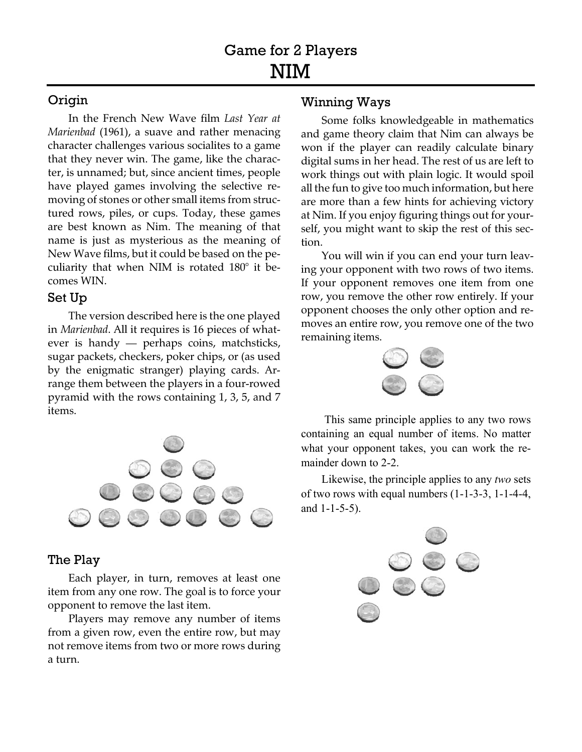# Game for 2 Players
# NIM

## Origin

In the French New Wave film *Last Year at Marienbad* (1961), a suave and rather menacing character challenges various socialites to a game that they never win. The game, like the character, is unnamed; but, since ancient times, people have played games involving the selective removing of stones or other small items from structured rows, piles, or cups. Today, these games are best known as Nim. The meaning of that name is just as mysterious as the meaning of New Wave films, but it could be based on the peculiarity that when NIM is rotated 180° it becomes WIN.

## Set Up

The version described here is the one played in *Marienbad*. All it requires is 16 pieces of whatever is handy — perhaps coins, matchsticks, sugar packets, checkers, poker chips, or (as used by the enigmatic stranger) playing cards. Arrange them between the players in a four-rowed pyramid with the rows containing 1, 3, 5, and 7 items.

## The Play

Each player, in turn, removes at least one item from any one row. The goal is to force your opponent to remove the last item.

Players may remove any number of items from a given row, even the entire row, but may not remove items from two or more rows during a turn.

## Winning Ways

Some folks knowledgeable in mathematics and game theory claim that Nim can always be won if the player can readily calculate binary digital sums in her head. The rest of us are left to work things out with plain logic. It would spoil all the fun to give too much information, but here are more than a few hints for achieving victory at Nim. If you enjoy figuring things out for yourself, you might want to skip the rest of this section.

You will win if you can end your turn leaving your opponent with two rows of two items. If your opponent removes one item from one row, you remove the other row entirely. If your opponent chooses the only other option and removes an entire row, you remove one of the two remaining items.

This same principle applies to any two rows containing an equal number of items. No matter what your opponent takes, you can work the remainder down to 2-2.

Likewise, the principle applies to any *two* sets of two rows with equal numbers (1-1-3-3, 1-1-4-4, and 1-1-5-5).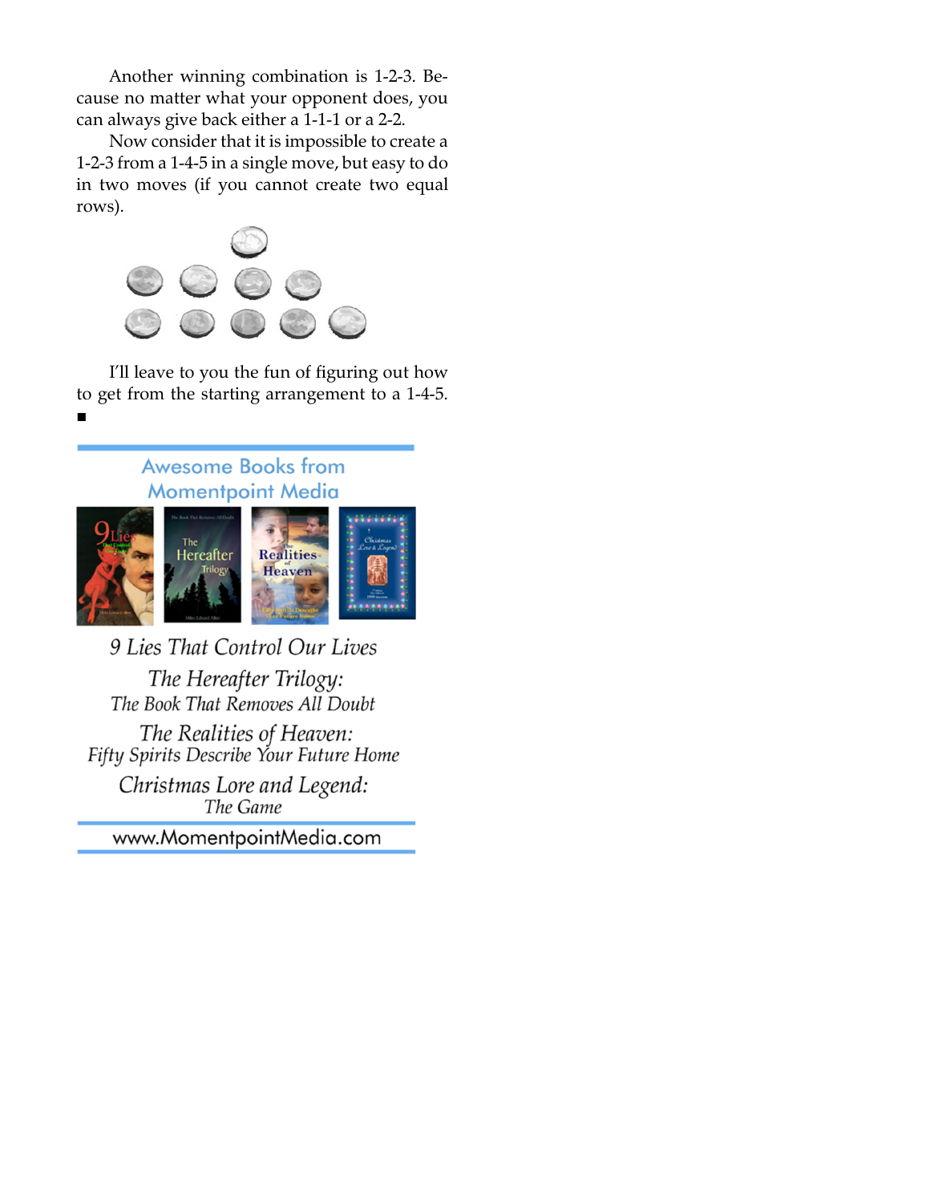Another winning combination is 1-2-3. Because no matter what your opponent does, you can always give back either a 1-1-1 or a 2-2.

Now consider that it is impossible to create a 1-2-3 from a 1-4-5 in a single move, but easy to do in two moves (if you cannot create two equal rows).

I'll leave to you the fun of figuring out how to get from the starting arrangement to a 1-4-5. ■

Awesome Books from Momentpoint Media

*9 Lies That Control Our Lives*

*The Hereafter Trilogy: The Book That Removes All Doubt*

*The Realities of Heaven: Fifty Spirits Describe Your Future Home*

*Christmas Lore and Legend: The Game*

www.MomentpointMedia.com